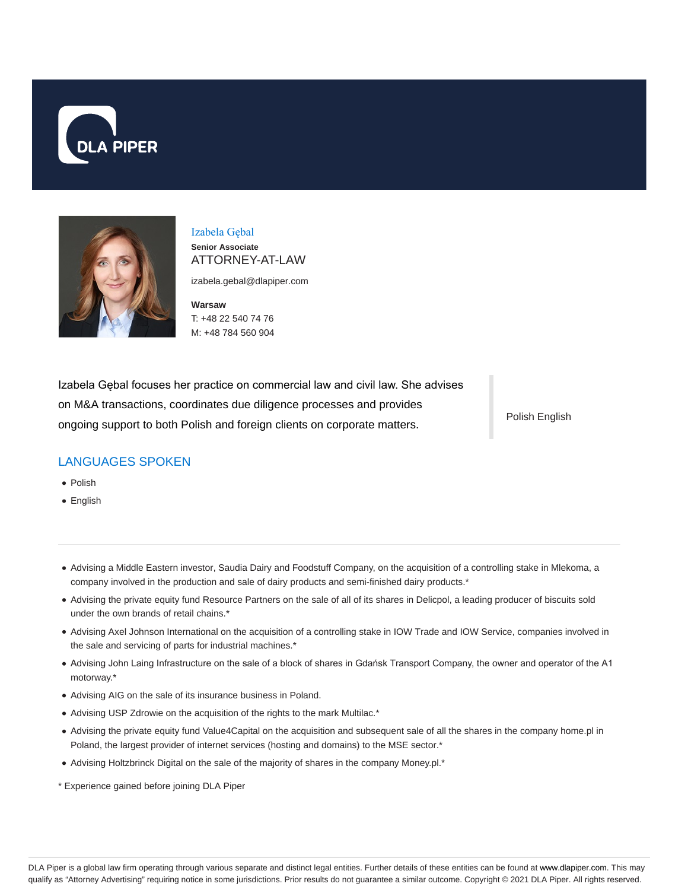DLA PIPER

# Izabela Gębal

**Senior Associate**

ATTORNEY-AT-LAW

izabela.gebal@dlapiper.com

**Warsaw**

T: +48 22 540 74 76

M: +48 784 560 904

Izabela Gębal focuses her practice on commercial law and civil law. She advises on M&A transactions, coordinates due diligence processes and provides ongoing support to both Polish and foreign clients on corporate matters.

Polish English

## LANGUAGES SPOKEN

- Polish
- English

---

- Advising a Middle Eastern investor, Saudia Dairy and Foodstuff Company, on the acquisition of a controlling stake in Mlekoma, a company involved in the production and sale of dairy products and semi-finished dairy products.*
- Advising the private equity fund Resource Partners on the sale of all of its shares in Delicpol, a leading producer of biscuits sold under the own brands of retail chains.*
- Advising Axel Johnson International on the acquisition of a controlling stake in IOW Trade and IOW Service, companies involved in the sale and servicing of parts for industrial machines.*
- Advising John Laing Infrastructure on the sale of a block of shares in Gdańsk Transport Company, the owner and operator of the A1 motorway.*
- Advising AIG on the sale of its insurance business in Poland.
- Advising USP Zdrowie on the acquisition of the rights to the mark Multilac.*
- Advising the private equity fund Value4Capital on the acquisition and subsequent sale of all the shares in the company home.pl in Poland, the largest provider of internet services (hosting and domains) to the MSE sector.*
- Advising Holtzbrinck Digital on the sale of the majority of shares in the company Money.pl.*

\* Experience gained before joining DLA Piper

DLA Piper is a global law firm operating through various separate and distinct legal entities. Further details of these entities can be found at www.dlapiper.com. This may qualify as "Attorney Advertising" requiring notice in some jurisdictions. Prior results do not guarantee a similar outcome. Copyright © 2021 DLA Piper. All rights reserved.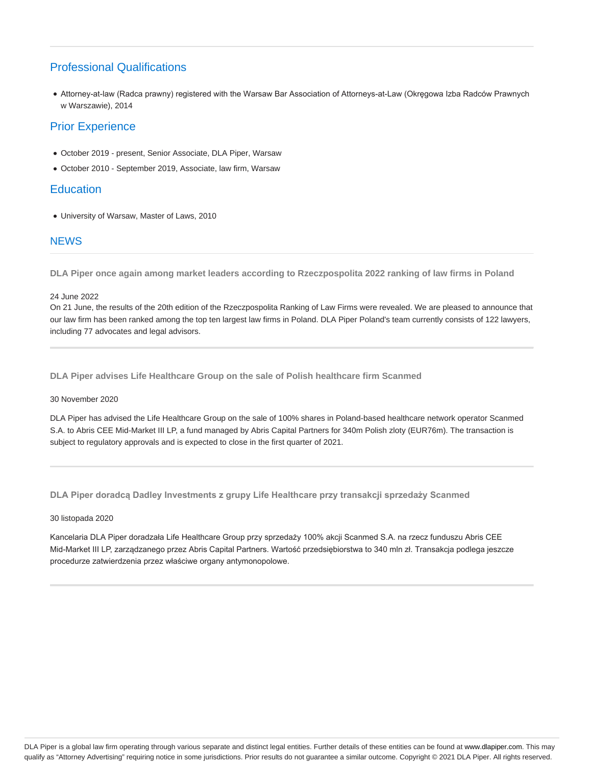## Professional Qualifications

- Attorney-at-law (Radca prawny) registered with the Warsaw Bar Association of Attorneys-at-Law (Okręgowa Izba Radców Prawnych w Warszawie), 2014

## Prior Experience

- October 2019 - present, Senior Associate, DLA Piper, Warsaw
- October 2010 - September 2019, Associate, law firm, Warsaw

## Education

- University of Warsaw, Master of Laws, 2010

## NEWS

### DLA Piper once again among market leaders according to Rzeczpospolita 2022 ranking of law firms in Poland

24 June 2022

On 21 June, the results of the 20th edition of the Rzeczpospolita Ranking of Law Firms were revealed. We are pleased to announce that our law firm has been ranked among the top ten largest law firms in Poland. DLA Piper Poland's team currently consists of 122 lawyers, including 77 advocates and legal advisors.

---

### DLA Piper advises Life Healthcare Group on the sale of Polish healthcare firm Scanmed

30 November 2020

DLA Piper has advised the Life Healthcare Group on the sale of 100% shares in Poland-based healthcare network operator Scanmed S.A. to Abris CEE Mid-Market III LP, a fund managed by Abris Capital Partners for 340m Polish zloty (EUR76m). The transaction is subject to regulatory approvals and is expected to close in the first quarter of 2021.

---

### DLA Piper doradcą Dadley Investments z grupy Life Healthcare przy transakcji sprzedaży Scanmed

30 listopada 2020

Kancelaria DLA Piper doradzała Life Healthcare Group przy sprzedaży 100% akcji Scanmed S.A. na rzecz funduszu Abris CEE Mid-Market III LP, zarządzanego przez Abris Capital Partners. Wartość przedsiębiorstwa to 340 mln zł. Transakcja podlega jeszcze procedurze zatwierdzenia przez właściwe organy antymonopolowe.

---

DLA Piper is a global law firm operating through various separate and distinct legal entities. Further details of these entities can be found at www.dlapiper.com. This may qualify as "Attorney Advertising" requiring notice in some jurisdictions. Prior results do not guarantee a similar outcome. Copyright © 2021 DLA Piper. All rights reserved.